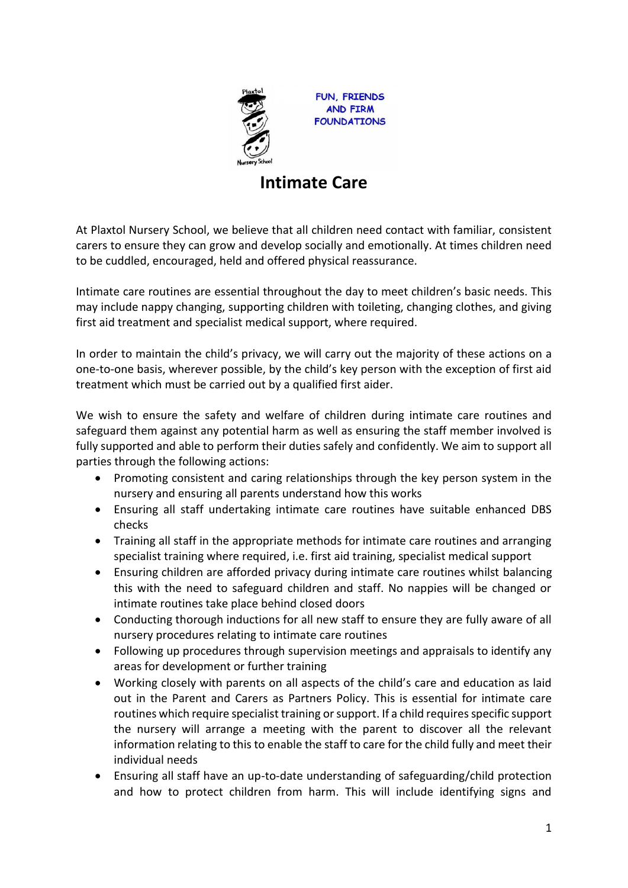FUN, FRIENDS AND FIRM FOUNDATIONS

# Intimate Care

At Plaxtol Nursery School, we believe that all children need contact with familiar, consistent carers to ensure they can grow and develop socially and emotionally. At times children need to be cuddled, encouraged, held and offered physical reassurance.

Intimate care routines are essential throughout the day to meet children's basic needs. This may include nappy changing, supporting children with toileting, changing clothes, and giving first aid treatment and specialist medical support, where required.

In order to maintain the child's privacy, we will carry out the majority of these actions on a one-to-one basis, wherever possible, by the child's key person with the exception of first aid treatment which must be carried out by a qualified first aider.

We wish to ensure the safety and welfare of children during intimate care routines and safeguard them against any potential harm as well as ensuring the staff member involved is fully supported and able to perform their duties safely and confidently. We aim to support all parties through the following actions:

- Promoting consistent and caring relationships through the key person system in the nursery and ensuring all parents understand how this works
- Ensuring all staff undertaking intimate care routines have suitable enhanced DBS checks
- Training all staff in the appropriate methods for intimate care routines and arranging specialist training where required, i.e. first aid training, specialist medical support
- Ensuring children are afforded privacy during intimate care routines whilst balancing this with the need to safeguard children and staff. No nappies will be changed or intimate routines take place behind closed doors
- Conducting thorough inductions for all new staff to ensure they are fully aware of all nursery procedures relating to intimate care routines
- Following up procedures through supervision meetings and appraisals to identify any areas for development or further training
- Working closely with parents on all aspects of the child's care and education as laid out in the Parent and Carers as Partners Policy. This is essential for intimate care routines which require specialist training or support. If a child requires specific support the nursery will arrange a meeting with the parent to discover all the relevant information relating to this to enable the staff to care for the child fully and meet their individual needs
- Ensuring all staff have an up-to-date understanding of safeguarding/child protection and how to protect children from harm. This will include identifying signs and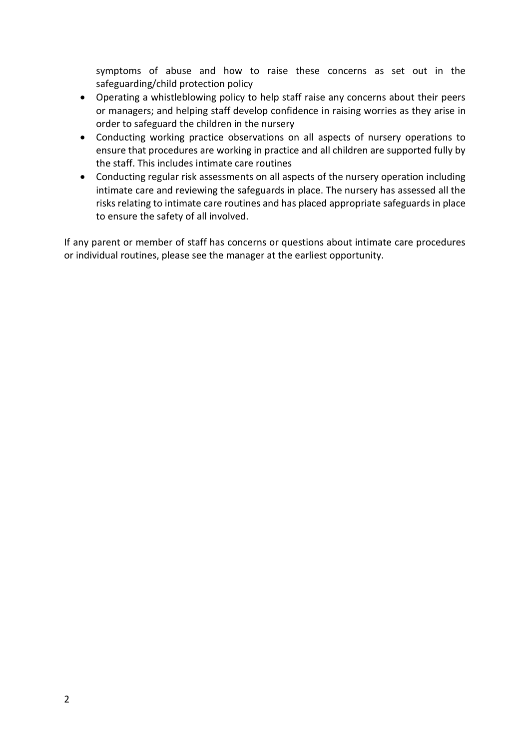symptoms of abuse and how to raise these concerns as set out in the safeguarding/child protection policy

- Operating a whistleblowing policy to help staff raise any concerns about their peers or managers; and helping staff develop confidence in raising worries as they arise in order to safeguard the children in the nursery
- Conducting working practice observations on all aspects of nursery operations to ensure that procedures are working in practice and all children are supported fully by the staff. This includes intimate care routines
- Conducting regular risk assessments on all aspects of the nursery operation including intimate care and reviewing the safeguards in place. The nursery has assessed all the risks relating to intimate care routines and has placed appropriate safeguards in place to ensure the safety of all involved.

If any parent or member of staff has concerns or questions about intimate care procedures or individual routines, please see the manager at the earliest opportunity.